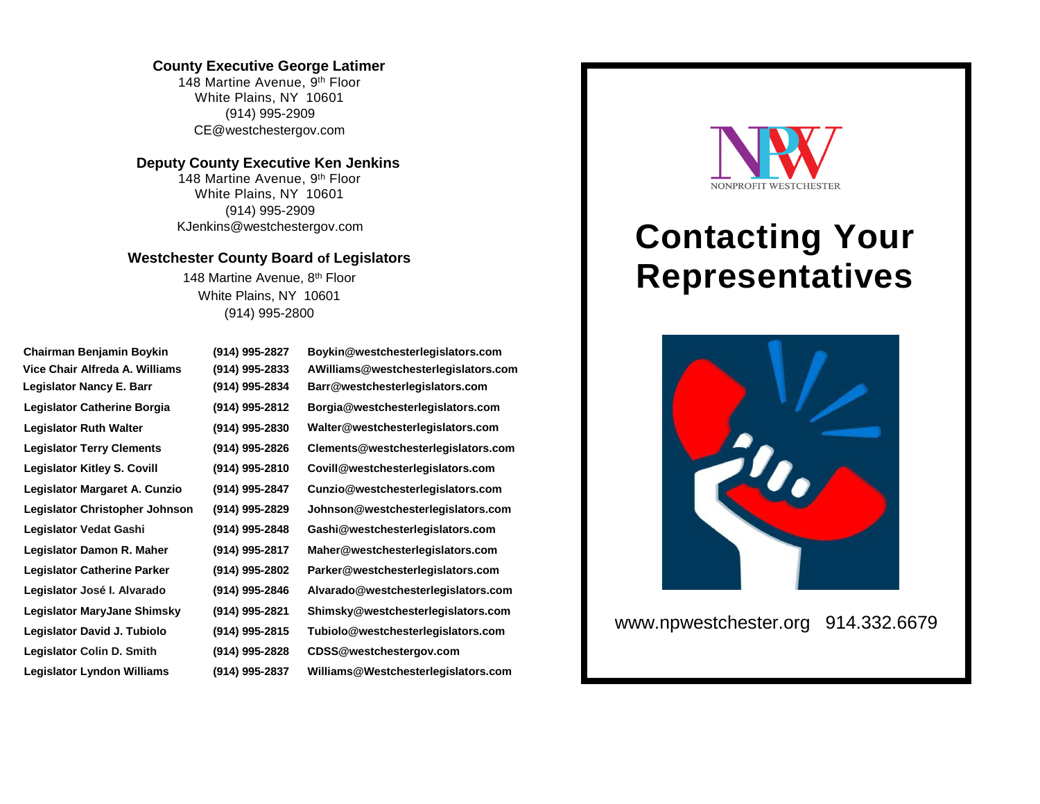**County Executive George Latimer**
148 Martine Avenue, 9th Floor
White Plains, NY 10601
(914) 995-2909
CE@westchestergov.com

**Deputy County Executive Ken Jenkins**
148 Martine Avenue, 9th Floor
White Plains, NY 10601
(914) 995-2909
KJenkins@westchestergov.com

**Westchester County Board of Legislators**
148 Martine Avenue, 8th Floor
White Plains, NY 10601
(914) 995-2800

| Name | Phone | Email |
| --- | --- | --- |
| **Chairman Benjamin Boykin** | **(914) 995-2827** | **Boykin@westchesterlegislators.com** |
| **Vice Chair Alfreda A. Williams** | **(914) 995-2833** | **AWilliams@westchesterlegislators.com** |
| **Legislator Nancy E. Barr** | **(914) 995-2834** | **Barr@westchesterlegislators.com** |
| **Legislator Catherine Borgia** | **(914) 995-2812** | **Borgia@westchesterlegislators.com** |
| **Legislator Ruth Walter** | **(914) 995-2830** | **Walter@westchesterlegislators.com** |
| **Legislator Terry Clements** | **(914) 995-2826** | **Clements@westchesterlegislators.com** |
| **Legislator Kitley S. Covill** | **(914) 995-2810** | **Covill@westchesterlegislators.com** |
| **Legislator Margaret A. Cunzio** | **(914) 995-2847** | **Cunzio@westchesterlegislators.com** |
| **Legislator Christopher Johnson** | **(914) 995-2829** | **Johnson@westchesterlegislators.com** |
| **Legislator Vedat Gashi** | **(914) 995-2848** | **Gashi@westchesterlegislators.com** |
| **Legislator Damon R. Maher** | **(914) 995-2817** | **Maher@westchesterlegislators.com** |
| **Legislator Catherine Parker** | **(914) 995-2802** | **Parker@westchesterlegislators.com** |
| **Legislator José I. Alvarado** | **(914) 995-2846** | **Alvarado@westchesterlegislators.com** |
| **Legislator MaryJane Shimsky** | **(914) 995-2821** | **Shimsky@westchesterlegislators.com** |
| **Legislator David J. Tubiolo** | **(914) 995-2815** | **Tubiolo@westchesterlegislators.com** |
| **Legislator Colin D. Smith** | **(914) 995-2828** | **CDSS@westchestergov.com** |
| **Legislator Lyndon Williams** | **(914) 995-2837** | **Williams@Westchesterlegislators.com** |

NPW
NONPROFIT WESTCHESTER

# Contacting Your Representatives

www.npwestchester.org 914.332.6679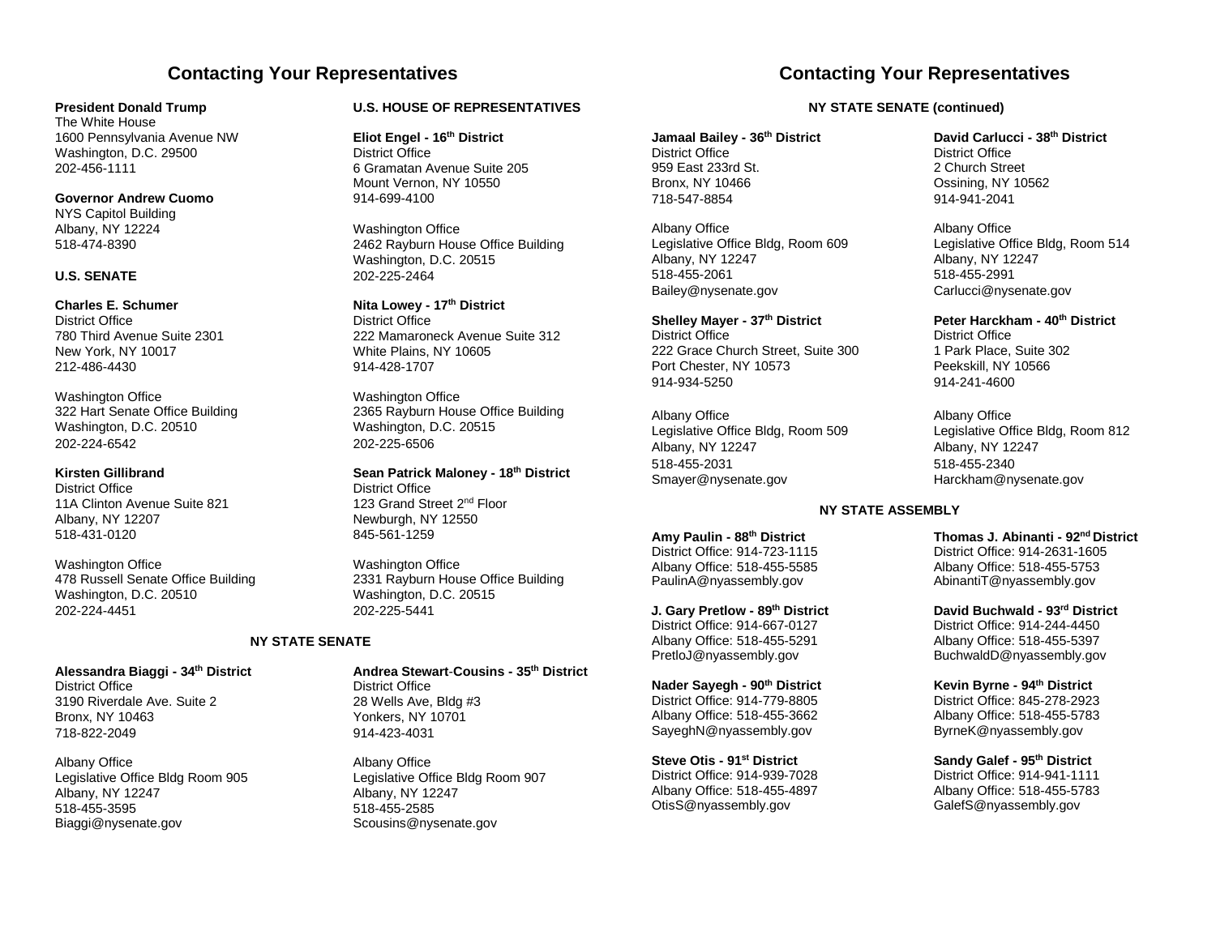## Contacting Your Representatives

**President Donald Trump**
The White House
1600 Pennsylvania Avenue NW
Washington, D.C. 29500
202-456-1111

**Governor Andrew Cuomo**
NYS Capitol Building
Albany, NY 12224
518-474-8390

**U.S. SENATE**

**Charles E. Schumer**
District Office
780 Third Avenue Suite 2301
New York, NY 10017
212-486-4430

Washington Office
322 Hart Senate Office Building
Washington, D.C. 20510
202-224-6542

**Kirsten Gillibrand**
District Office
11A Clinton Avenue Suite 821
Albany, NY 12207
518-431-0120

Washington Office
478 Russell Senate Office Building
Washington, D.C. 20510
202-224-4451

**U.S. HOUSE OF REPRESENTATIVES**

**Eliot Engel - 16th District**
District Office
6 Gramatan Avenue Suite 205
Mount Vernon, NY 10550
914-699-4100

Washington Office
2462 Rayburn House Office Building
Washington, D.C. 20515
202-225-2464

**Nita Lowey - 17th District**
District Office
222 Mamaroneck Avenue Suite 312
White Plains, NY 10605
914-428-1707

Washington Office
2365 Rayburn House Office Building
Washington, D.C. 20515
202-225-6506

**Sean Patrick Maloney - 18th District**
District Office
123 Grand Street 2nd Floor
Newburgh, NY 12550
845-561-1259

Washington Office
2331 Rayburn House Office Building
Washington, D.C. 20515
202-225-5441

**NY STATE SENATE**

**Alessandra Biaggi - 34th District**
District Office
3190 Riverdale Ave. Suite 2
Bronx, NY 10463
718-822-2049

Albany Office
Legislative Office Bldg Room 905
Albany, NY 12247
518-455-3595
Biaggi@nysenate.gov

**Andrea Stewart-Cousins - 35th District**
District Office
28 Wells Ave, Bldg #3
Yonkers, NY 10701
914-423-4031

Albany Office
Legislative Office Bldg Room 907
Albany, NY 12247
518-455-2585
Scousins@nysenate.gov

## Contacting Your Representatives

**NY STATE SENATE (continued)**

**Jamaal Bailey - 36th District**
District Office
959 East 233rd St.
Bronx, NY 10466
718-547-8854

Albany Office
Legislative Office Bldg, Room 609
Albany, NY 12247
518-455-2061
Bailey@nysenate.gov

**Shelley Mayer - 37th District**
District Office
222 Grace Church Street, Suite 300
Port Chester, NY 10573
914-934-5250

Albany Office
Legislative Office Bldg, Room 509
Albany, NY 12247
518-455-2031
Smayer@nysenate.gov

**David Carlucci - 38th District**
District Office
2 Church Street
Ossining, NY 10562
914-941-2041

Albany Office
Legislative Office Bldg, Room 514
Albany, NY 12247
518-455-2991
Carlucci@nysenate.gov

**Peter Harckham - 40th District**
District Office
1 Park Place, Suite 302
Peekskill, NY 10566
914-241-4600

Albany Office
Legislative Office Bldg, Room 812
Albany, NY 12247
518-455-2340
Harckham@nysenate.gov

**NY STATE ASSEMBLY**

**Amy Paulin - 88th District**
District Office: 914-723-1115
Albany Office: 518-455-5585
PaulinA@nyassembly.gov

**J. Gary Pretlow - 89th District**
District Office: 914-667-0127
Albany Office: 518-455-5291
PretloJ@nyassembly.gov

**Nader Sayegh - 90th District**
District Office: 914-779-8805
Albany Office: 518-455-3662
SayeghN@nyassembly.gov

**Steve Otis - 91st District**
District Office: 914-939-7028
Albany Office: 518-455-4897
OtisS@nyassembly.gov

**Thomas J. Abinanti - 92nd District**
District Office: 914-2631-1605
Albany Office: 518-455-5753
AbinantiT@nyassembly.gov

**David Buchwald - 93rd District**
District Office: 914-244-4450
Albany Office: 518-455-5397
BuchwaldD@nyassembly.gov

**Kevin Byrne - 94th District**
District Office: 845-278-2923
Albany Office: 518-455-5783
ByrneK@nyassembly.gov

**Sandy Galef - 95th District**
District Office: 914-941-1111
Albany Office: 518-455-5783
GalefS@nyassembly.gov